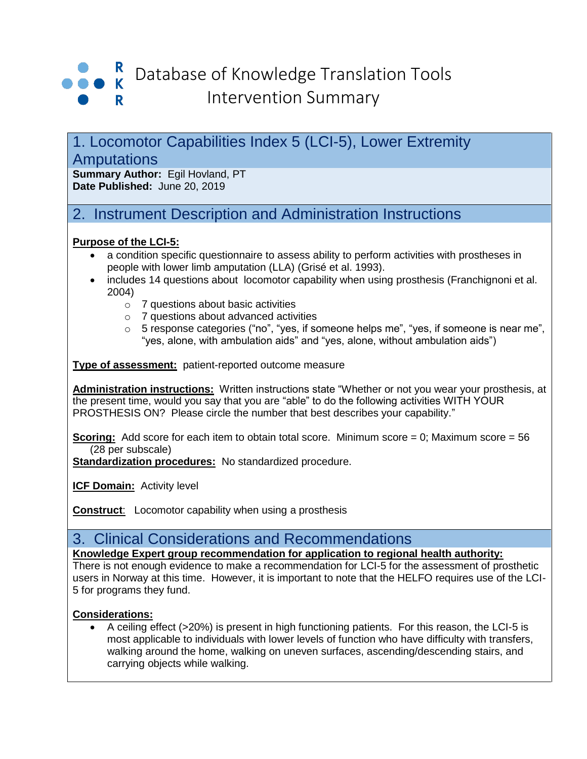# Database of Knowledge Translation Tools Intervention Summary

## 1. Locomotor Capabilities Index 5 (LCI-5), Lower Extremity Amputations

**Summary Author:** Egil Hovland, PT
**Date Published:** June 20, 2019

## 2. Instrument Description and Administration Instructions

**Purpose of the LCI-5:**

- a condition specific questionnaire to assess ability to perform activities with prostheses in people with lower limb amputation (LLA) (Grisé et al. 1993).
- includes 14 questions about locomotor capability when using prosthesis (Franchignoni et al. 2004)
  - 7 questions about basic activities
  - 7 questions about advanced activities
  - 5 response categories ("no", "yes, if someone helps me", "yes, if someone is near me", "yes, alone, with ambulation aids" and "yes, alone, without ambulation aids")

**Type of assessment:** patient-reported outcome measure

**Administration instructions:** Written instructions state "Whether or not you wear your prosthesis, at the present time, would you say that you are "able" to do the following activities WITH YOUR PROSTHESIS ON? Please circle the number that best describes your capability."

**Scoring:** Add score for each item to obtain total score. Minimum score = 0; Maximum score = 56 (28 per subscale)

**Standardization procedures:** No standardized procedure.

**ICF Domain:** Activity level

**Construct**: Locomotor capability when using a prosthesis

## 3. Clinical Considerations and Recommendations

**Knowledge Expert group recommendation for application to regional health authority:**
There is not enough evidence to make a recommendation for LCI-5 for the assessment of prosthetic users in Norway at this time. However, it is important to note that the HELFO requires use of the LCI-5 for programs they fund.

**Considerations:**

- A ceiling effect (>20%) is present in high functioning patients. For this reason, the LCI-5 is most applicable to individuals with lower levels of function who have difficulty with transfers, walking around the home, walking on uneven surfaces, ascending/descending stairs, and carrying objects while walking.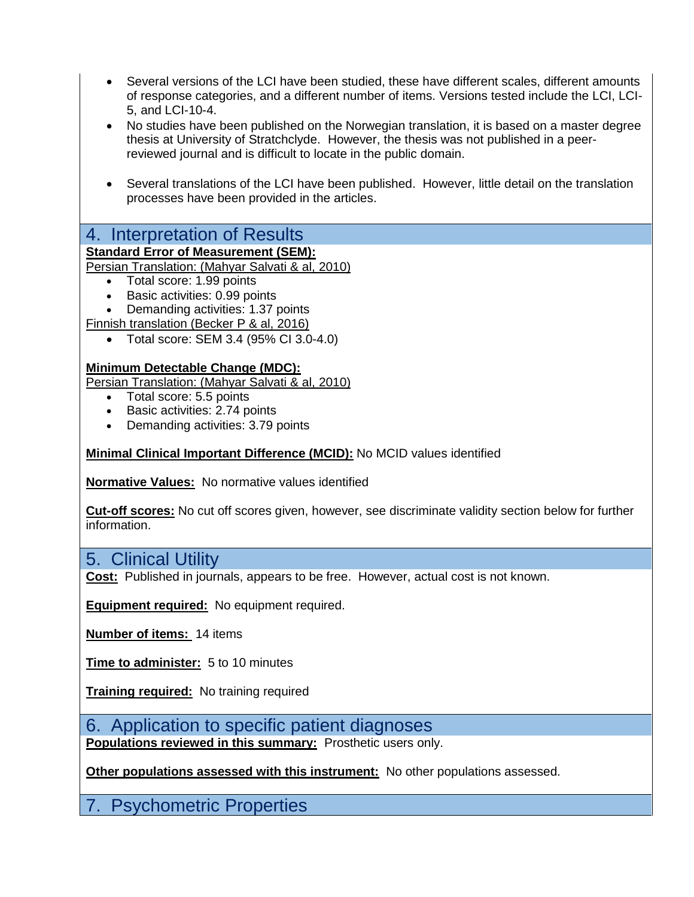- Several versions of the LCI have been studied, these have different scales, different amounts of response categories, and a different number of items. Versions tested include the LCI, LCI-5, and LCI-10-4.
- No studies have been published on the Norwegian translation, it is based on a master degree thesis at University of Stratchclyde. However, the thesis was not published in a peer-reviewed journal and is difficult to locate in the public domain.
- Several translations of the LCI have been published. However, little detail on the translation processes have been provided in the articles.

## 4. Interpretation of Results

**Standard Error of Measurement (SEM):**

Persian Translation: (Mahyar Salvati & al, 2010)

- Total score: 1.99 points
- Basic activities: 0.99 points
- Demanding activities: 1.37 points

Finnish translation (Becker P & al, 2016)

- Total score: SEM 3.4 (95% CI 3.0-4.0)

**Minimum Detectable Change (MDC):**

Persian Translation: (Mahyar Salvati & al, 2010)

- Total score: 5.5 points
- Basic activities: 2.74 points
- Demanding activities: 3.79 points

**Minimal Clinical Important Difference (MCID):** No MCID values identified

**Normative Values:** No normative values identified

**Cut-off scores:** No cut off scores given, however, see discriminate validity section below for further information.

## 5. Clinical Utility

**Cost:** Published in journals, appears to be free. However, actual cost is not known.

**Equipment required:** No equipment required.

**Number of items:** 14 items

**Time to administer:** 5 to 10 minutes

**Training required:** No training required

## 6. Application to specific patient diagnoses

**Populations reviewed in this summary:** Prosthetic users only.

**Other populations assessed with this instrument:** No other populations assessed.

## 7. Psychometric Properties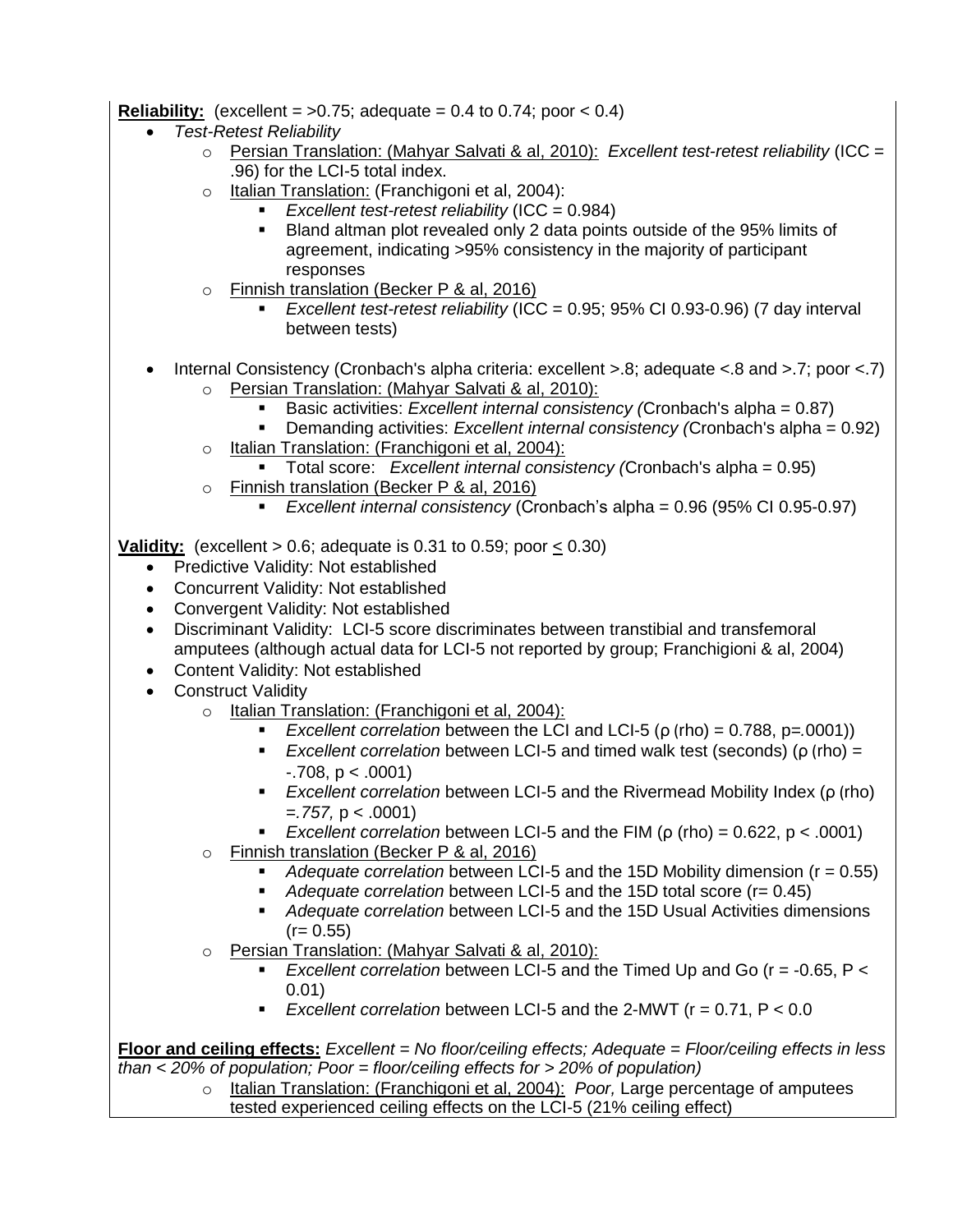**Reliability:** (excellent = >0.75; adequate = 0.4 to 0.74; poor < 0.4)

- *Test-Retest Reliability*
  - Persian Translation: (Mahyar Salvati & al, 2010): *Excellent test-retest reliability* (ICC = .96) for the LCI-5 total index.
  - Italian Translation: (Franchigoni et al, 2004):
    - *Excellent test-retest reliability* (ICC = 0.984)
    - Bland altman plot revealed only 2 data points outside of the 95% limits of agreement, indicating >95% consistency in the majority of participant responses
  - Finnish translation (Becker P & al, 2016)
    - *Excellent test-retest reliability* (ICC = 0.95; 95% CI 0.93-0.96) (7 day interval between tests)

- Internal Consistency (Cronbach's alpha criteria: excellent >.8; adequate <.8 and >.7; poor <.7)
  - Persian Translation: (Mahyar Salvati & al, 2010):
    - Basic activities: *Excellent internal consistency (*Cronbach's alpha = 0.87)
    - Demanding activities: *Excellent internal consistency (*Cronbach's alpha = 0.92)
  - Italian Translation: (Franchigoni et al, 2004):
    - Total score: *Excellent internal consistency (*Cronbach's alpha = 0.95)
  - Finnish translation (Becker P & al, 2016)
    - *Excellent internal consistency* (Cronbach's alpha = 0.96 (95% CI 0.95-0.97)

**Validity:** (excellent > 0.6; adequate is 0.31 to 0.59; poor $\leq$ 0.30)

- Predictive Validity: Not established
- Concurrent Validity: Not established
- Convergent Validity: Not established
- Discriminant Validity: LCI-5 score discriminates between transtibial and transfemoral amputees (although actual data for LCI-5 not reported by group; Franchigioni & al, 2004)
- Content Validity: Not established
- Construct Validity
  - Italian Translation: (Franchigoni et al, 2004):
    - *Excellent correlation* between the LCI and LCI-5 (ρ (rho) = 0.788, p=.0001))
    - *Excellent correlation* between LCI-5 and timed walk test (seconds) (ρ (rho) = -.708, p < .0001)
    - *Excellent correlation* between LCI-5 and the Rivermead Mobility Index (ρ (rho) *=.757,* p < .0001)
    - *Excellent correlation* between LCI-5 and the FIM (ρ (rho) = 0.622, p < .0001)
  - Finnish translation (Becker P & al, 2016)
    - *Adequate correlation* between LCI-5 and the 15D Mobility dimension (r = 0.55)
    - *Adequate correlation* between LCI-5 and the 15D total score (r= 0.45)
    - *Adequate correlation* between LCI-5 and the 15D Usual Activities dimensions (r= 0.55)
  - Persian Translation: (Mahyar Salvati & al, 2010):
    - *Excellent correlation* between LCI-5 and the Timed Up and Go (r = -0.65, P < 0.01)
    - *Excellent correlation* between LCI-5 and the 2-MWT (r = 0.71, P < 0.0

**Floor and ceiling effects:** *Excellent = No floor/ceiling effects; Adequate = Floor/ceiling effects in less than < 20% of population; Poor = floor/ceiling effects for > 20% of population)*

- Italian Translation: (Franchigoni et al, 2004): *Poor,* Large percentage of amputees tested experienced ceiling effects on the LCI-5 (21% ceiling effect)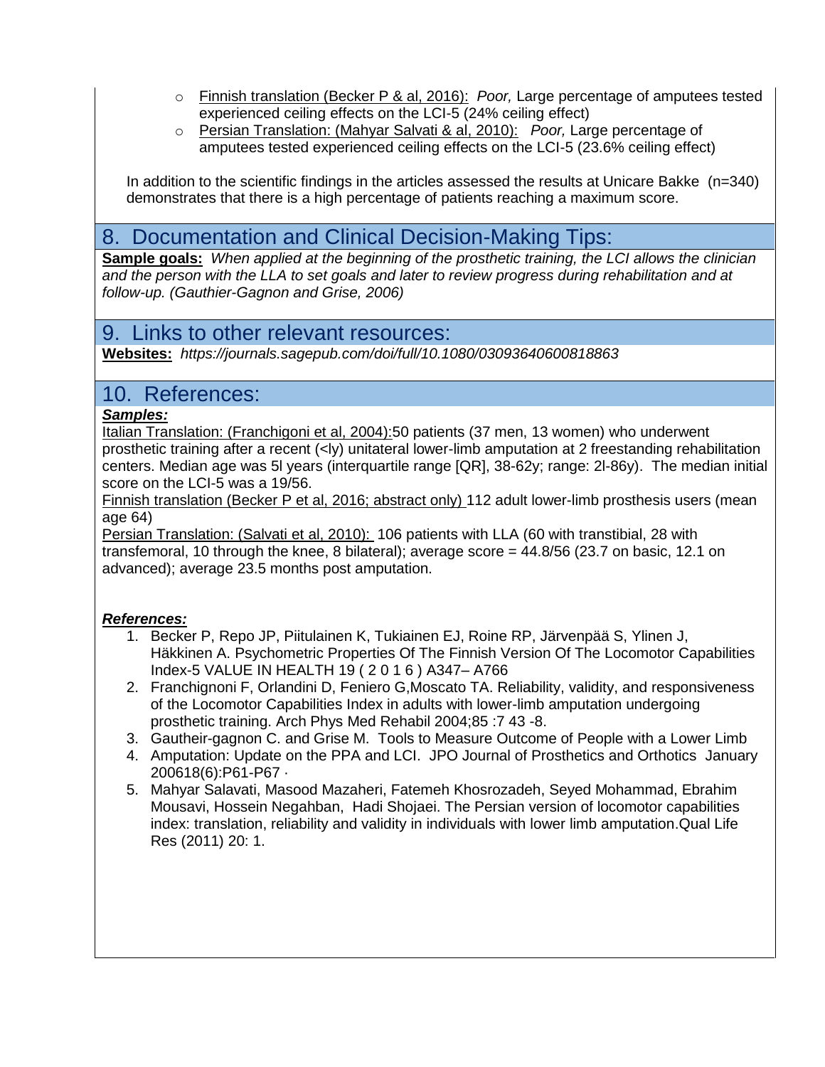- Finnish translation (Becker P & al, 2016): *Poor,* Large percentage of amputees tested experienced ceiling effects on the LCI-5 (24% ceiling effect)
- Persian Translation: (Mahyar Salvati & al, 2010): *Poor,* Large percentage of amputees tested experienced ceiling effects on the LCI-5 (23.6% ceiling effect)

In addition to the scientific findings in the articles assessed the results at Unicare Bakke (n=340) demonstrates that there is a high percentage of patients reaching a maximum score.

## 8. Documentation and Clinical Decision-Making Tips:

**Sample goals:** *When applied at the beginning of the prosthetic training, the LCI allows the clinician and the person with the LLA to set goals and later to review progress during rehabilitation and at follow-up. (Gauthier-Gagnon and Grise, 2006)*

## 9. Links to other relevant resources:

**Websites:** *https://journals.sagepub.com/doi/full/10.1080/03093640600818863*

## 10. References:

***Samples:***

Italian Translation: (Franchigoni et al, 2004):50 patients (37 men, 13 women) who underwent prosthetic training after a recent (<ly) unitateral lower-limb amputation at 2 freestanding rehabilitation centers. Median age was 5l years (interquartile range [QR], 38-62y; range: 2l-86y). The median initial score on the LCI-5 was a 19/56.

Finnish translation (Becker P et al, 2016; abstract only) 112 adult lower-limb prosthesis users (mean age 64)

Persian Translation: (Salvati et al, 2010): 106 patients with LLA (60 with transtibial, 28 with transfemoral, 10 through the knee, 8 bilateral); average score = 44.8/56 (23.7 on basic, 12.1 on advanced); average 23.5 months post amputation.

***References:***

1. Becker P, Repo JP, Piitulainen K, Tukiainen EJ, Roine RP, Järvenpää S, Ylinen J, Häkkinen A. Psychometric Properties Of The Finnish Version Of The Locomotor Capabilities Index-5 VALUE IN HEALTH 19 ( 2 0 1 6 ) A347– A766
2. Franchignoni F, Orlandini D, Feniero G,Moscato TA. Reliability, validity, and responsiveness of the Locomotor Capabilities Index in adults with lower-limb amputation undergoing prosthetic training. Arch Phys Med Rehabil 2004;85 :7 43 -8.
3. Gautheir-gagnon C. and Grise M. Tools to Measure Outcome of People with a Lower Limb
4. Amputation: Update on the PPA and LCI. JPO Journal of Prosthetics and Orthotics January 200618(6):P61-P67 ·
5. Mahyar Salavati, Masood Mazaheri, Fatemeh Khosrozadeh, Seyed Mohammad, Ebrahim Mousavi, Hossein Negahban, Hadi Shojaei. The Persian version of locomotor capabilities index: translation, reliability and validity in individuals with lower limb amputation.Qual Life Res (2011) 20: 1.